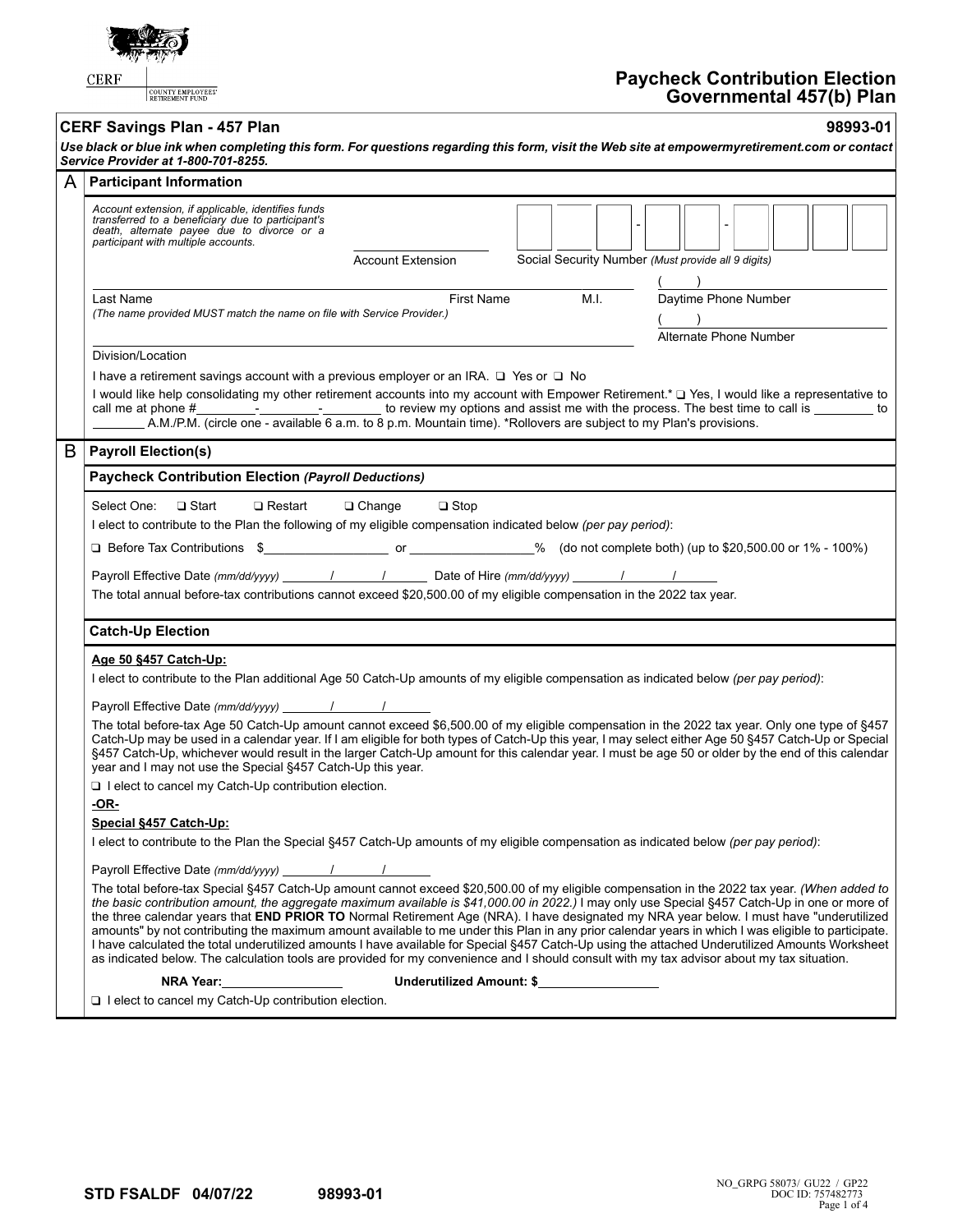CERF | COUNTY EMPLOYEES' RETIREMENT FUND

# Paycheck Contribution Election
# Governmental 457(b) Plan

## CERF Savings Plan - 457 Plan — 98993-01

***Use black or blue ink when completing this form. For questions regarding this form, visit the Web site at empowermyretirement.com or contact Service Provider at 1-800-701-8255.***

## A — Participant Information

*Account extension, if applicable, identifies funds transferred to a beneficiary due to participant's death, alternate payee due to divorce or a participant with multiple accounts.*

Account Extension ______________ Social Security Number *(Must provide all 9 digits)* ___ ___ ___ - ___ ___ - ___ ___ ___ ___

Last Name ______________ First Name ______________ M.I. ____ Daytime Phone Number ( ) ______________

*(The name provided MUST match the name on file with Service Provider.)*

Alternate Phone Number ( ) ______________

Division/Location ______________

I have a retirement savings account with a previous employer or an IRA. ❑ Yes or ❑ No

I would like help consolidating my other retirement accounts into my account with Empower Retirement.* ❑ Yes, I would like a representative to call me at phone #________-________-________ to review my options and assist me with the process. The best time to call is ________ to ________ A.M./P.M. (circle one - available 6 a.m. to 8 p.m. Mountain time). *Rollovers are subject to my Plan's provisions.

## B — Payroll Election(s)

### Paycheck Contribution Election *(Payroll Deductions)*

Select One: ❑ Start ❑ Restart ❑ Change ❑ Stop

I elect to contribute to the Plan the following of my eligible compensation indicated below *(per pay period)*:

❑ Before Tax Contributions $________________ or ________________% (do not complete both) (up to $20,500.00 or 1% - 100%)

Payroll Effective Date *(mm/dd/yyyy)* ______/______/______ Date of Hire *(mm/dd/yyyy)* ______/______/______

The total annual before-tax contributions cannot exceed $20,500.00 of my eligible compensation in the 2022 tax year.

### Catch-Up Election

**Age 50 §457 Catch-Up:**

I elect to contribute to the Plan additional Age 50 Catch-Up amounts of my eligible compensation as indicated below *(per pay period)*:

Payroll Effective Date *(mm/dd/yyyy)* ______/______/______

The total before-tax Age 50 Catch-Up amount cannot exceed $6,500.00 of my eligible compensation in the 2022 tax year. Only one type of §457 Catch-Up may be used in a calendar year. If I am eligible for both types of Catch-Up this year, I may select either Age 50 §457 Catch-Up or Special §457 Catch-Up, whichever would result in the larger Catch-Up amount for this calendar year. I must be age 50 or older by the end of this calendar year and I may not use the Special §457 Catch-Up this year.

❑ I elect to cancel my Catch-Up contribution election.

**-OR-**

**Special §457 Catch-Up:**

I elect to contribute to the Plan the Special §457 Catch-Up amounts of my eligible compensation as indicated below *(per pay period)*:

Payroll Effective Date *(mm/dd/yyyy)* ______/______/______

The total before-tax Special §457 Catch-Up amount cannot exceed $20,500.00 of my eligible compensation in the 2022 tax year. *(When added to the basic contribution amount, the aggregate maximum available is $41,000.00 in 2022.)* I may only use Special §457 Catch-Up in one or more of the three calendar years that **END PRIOR TO** Normal Retirement Age (NRA). I have designated my NRA year below. I must have "underutilized amounts" by not contributing the maximum amount available to me under this Plan in any prior calendar years in which I was eligible to participate. I have calculated the total underutilized amounts I have available for Special §457 Catch-Up using the attached Underutilized Amounts Worksheet as indicated below. The calculation tools are provided for my convenience and I should consult with my tax advisor about my tax situation.

**NRA Year:** ________________ **Underutilized Amount: $**________________

❑ I elect to cancel my Catch-Up contribution election.

STD FSALDF 04/07/22 98993-01

NO_GRPG 58073/ GU22 / GP22
DOC ID: 757482773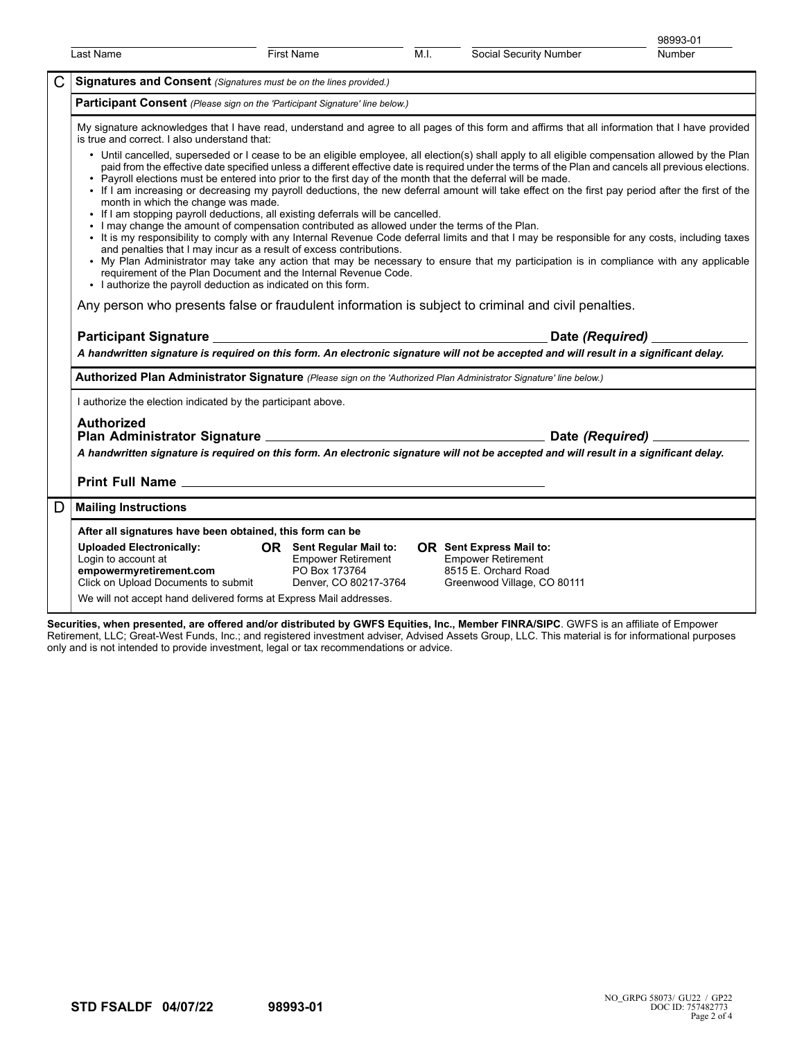| Last Name | First Name | M.I. | Social Security Number | 98993-01 Number |
|---|---|---|---|---|

## C Signatures and Consent *(Signatures must be on the lines provided.)*

### Participant Consent *(Please sign on the 'Participant Signature' line below.)*

My signature acknowledges that I have read, understand and agree to all pages of this form and affirms that all information that I have provided is true and correct. I also understand that:

- Until cancelled, superseded or I cease to be an eligible employee, all election(s) shall apply to all eligible compensation allowed by the Plan paid from the effective date specified unless a different effective date is required under the terms of the Plan and cancels all previous elections.
- Payroll elections must be entered into prior to the first day of the month that the deferral will be made.
- If I am increasing or decreasing my payroll deductions, the new deferral amount will take effect on the first pay period after the first of the month in which the change was made.
- If I am stopping payroll deductions, all existing deferrals will be cancelled.
- I may change the amount of compensation contributed as allowed under the terms of the Plan.
- It is my responsibility to comply with any Internal Revenue Code deferral limits and that I may be responsible for any costs, including taxes and penalties that I may incur as a result of excess contributions.
- My Plan Administrator may take any action that may be necessary to ensure that my participation is in compliance with any applicable requirement of the Plan Document and the Internal Revenue Code.
- I authorize the payroll deduction as indicated on this form.

Any person who presents false or fraudulent information is subject to criminal and civil penalties.

**Participant Signature** ______________________________ **Date *(Required)*** ____________

***A handwritten signature is required on this form. An electronic signature will not be accepted and will result in a significant delay.***

### Authorized Plan Administrator Signature *(Please sign on the 'Authorized Plan Administrator Signature' line below.)*

I authorize the election indicated by the participant above.

**Authorized Plan Administrator Signature** ______________________________ **Date *(Required)*** ____________

***A handwritten signature is required on this form. An electronic signature will not be accepted and will result in a significant delay.***

**Print Full Name** ______________________________

## D Mailing Instructions

**After all signatures have been obtained, this form can be**

| **Uploaded Electronically:** | **OR** | **Sent Regular Mail to:** | **OR** | **Sent Express Mail to:** |
|---|---|---|---|---|
| Login to account at **empowermyretirement.com** Click on Upload Documents to submit | | Empower Retirement PO Box 173764 Denver, CO 80217-3764 | | Empower Retirement 8515 E. Orchard Road Greenwood Village, CO 80111 |

We will not accept hand delivered forms at Express Mail addresses.

**Securities, when presented, are offered and/or distributed by GWFS Equities, Inc., Member FINRA/SIPC**. GWFS is an affiliate of Empower Retirement, LLC; Great-West Funds, Inc.; and registered investment adviser, Advised Assets Group, LLC. This material is for informational purposes only and is not intended to provide investment, legal or tax recommendations or advice.

**STD FSALDF 04/07/22** **98993-01**

NO_GRPG 58073/ GU22 / GP22
DOC ID: 757482773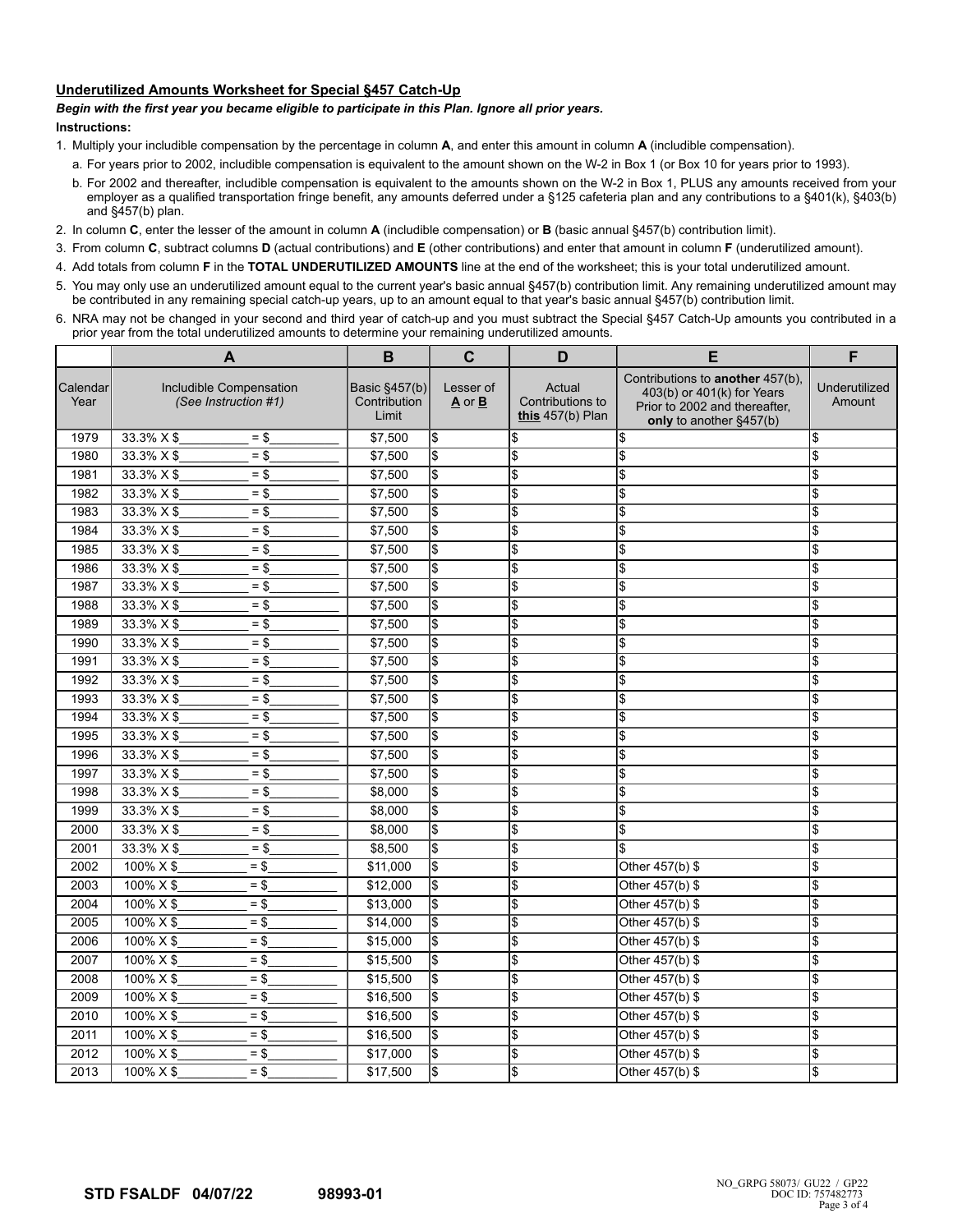## Underutilized Amounts Worksheet for Special §457 Catch-Up

***Begin with the first year you became eligible to participate in this Plan. Ignore all prior years.***

**Instructions:**

1. Multiply your includible compensation by the percentage in column **A**, and enter this amount in column **A** (includible compensation).
   a. For years prior to 2002, includible compensation is equivalent to the amount shown on the W-2 in Box 1 (or Box 10 for years prior to 1993).
   b. For 2002 and thereafter, includible compensation is equivalent to the amounts shown on the W-2 in Box 1, PLUS any amounts received from your employer as a qualified transportation fringe benefit, any amounts deferred under a §125 cafeteria plan and any contributions to a §401(k), §403(b) and §457(b) plan.
2. In column **C**, enter the lesser of the amount in column **A** (includible compensation) or **B** (basic annual §457(b) contribution limit).
3. From column **C**, subtract columns **D** (actual contributions) and **E** (other contributions) and enter that amount in column **F** (underutilized amount).
4. Add totals from column **F** in the **TOTAL UNDERUTILIZED AMOUNTS** line at the end of the worksheet; this is your total underutilized amount.
5. You may only use an underutilized amount equal to the current year's basic annual §457(b) contribution limit. Any remaining underutilized amount may be contributed in any remaining special catch-up years, up to an amount equal to that year's basic annual §457(b) contribution limit.
6. NRA may not be changed in your second and third year of catch-up and you must subtract the Special §457 Catch-Up amounts you contributed in a prior year from the total underutilized amounts to determine your remaining underutilized amounts.

| | **A** | **B** | **C** | **D** | **E** | **F** |
|---|---|---|---|---|---|---|
| Calendar Year | Includible Compensation *(See Instruction #1)* | Basic §457(b) Contribution Limit | Lesser of **A** or **B** | Actual Contributions to **this** 457(b) Plan | Contributions to **another** 457(b), 403(b) or 401(k) for Years Prior to 2002 and thereafter, **only** to another §457(b) | Underutilized Amount |
| 1979 | 33.3% X $__________ = $__________ | $7,500 | $ | $ | $ | $ |
| 1980 | 33.3% X $__________ = $__________ | $7,500 | $ | $ | $ | $ |
| 1981 | 33.3% X $__________ = $__________ | $7,500 | $ | $ | $ | $ |
| 1982 | 33.3% X $__________ = $__________ | $7,500 | $ | $ | $ | $ |
| 1983 | 33.3% X $__________ = $__________ | $7,500 | $ | $ | $ | $ |
| 1984 | 33.3% X $__________ = $__________ | $7,500 | $ | $ | $ | $ |
| 1985 | 33.3% X $__________ = $__________ | $7,500 | $ | $ | $ | $ |
| 1986 | 33.3% X $__________ = $__________ | $7,500 | $ | $ | $ | $ |
| 1987 | 33.3% X $__________ = $__________ | $7,500 | $ | $ | $ | $ |
| 1988 | 33.3% X $__________ = $__________ | $7,500 | $ | $ | $ | $ |
| 1989 | 33.3% X $__________ = $__________ | $7,500 | $ | $ | $ | $ |
| 1990 | 33.3% X $__________ = $__________ | $7,500 | $ | $ | $ | $ |
| 1991 | 33.3% X $__________ = $__________ | $7,500 | $ | $ | $ | $ |
| 1992 | 33.3% X $__________ = $__________ | $7,500 | $ | $ | $ | $ |
| 1993 | 33.3% X $__________ = $__________ | $7,500 | $ | $ | $ | $ |
| 1994 | 33.3% X $__________ = $__________ | $7,500 | $ | $ | $ | $ |
| 1995 | 33.3% X $__________ = $__________ | $7,500 | $ | $ | $ | $ |
| 1996 | 33.3% X $__________ = $__________ | $7,500 | $ | $ | $ | $ |
| 1997 | 33.3% X $__________ = $__________ | $7,500 | $ | $ | $ | $ |
| 1998 | 33.3% X $__________ = $__________ | $8,000 | $ | $ | $ | $ |
| 1999 | 33.3% X $__________ = $__________ | $8,000 | $ | $ | $ | $ |
| 2000 | 33.3% X $__________ = $__________ | $8,000 | $ | $ | $ | $ |
| 2001 | 33.3% X $__________ = $__________ | $8,500 | $ | $ | $ | $ |
| 2002 | 100% X $__________ = $__________ | $11,000 | $ | $ | Other 457(b) $ | $ |
| 2003 | 100% X $__________ = $__________ | $12,000 | $ | $ | Other 457(b) $ | $ |
| 2004 | 100% X $__________ = $__________ | $13,000 | $ | $ | Other 457(b) $ | $ |
| 2005 | 100% X $__________ = $__________ | $14,000 | $ | $ | Other 457(b) $ | $ |
| 2006 | 100% X $__________ = $__________ | $15,000 | $ | $ | Other 457(b) $ | $ |
| 2007 | 100% X $__________ = $__________ | $15,500 | $ | $ | Other 457(b) $ | $ |
| 2008 | 100% X $__________ = $__________ | $15,500 | $ | $ | Other 457(b) $ | $ |
| 2009 | 100% X $__________ = $__________ | $16,500 | $ | $ | Other 457(b) $ | $ |
| 2010 | 100% X $__________ = $__________ | $16,500 | $ | $ | Other 457(b) $ | $ |
| 2011 | 100% X $__________ = $__________ | $16,500 | $ | $ | Other 457(b) $ | $ |
| 2012 | 100% X $__________ = $__________ | $17,000 | $ | $ | Other 457(b) $ | $ |
| 2013 | 100% X $__________ = $__________ | $17,500 | $ | $ | Other 457(b) $ | $ |

**STD FSALDF 04/07/22** **98993-01**

NO_GRPG 58073/ GU22 / GP22
DOC ID: 757482773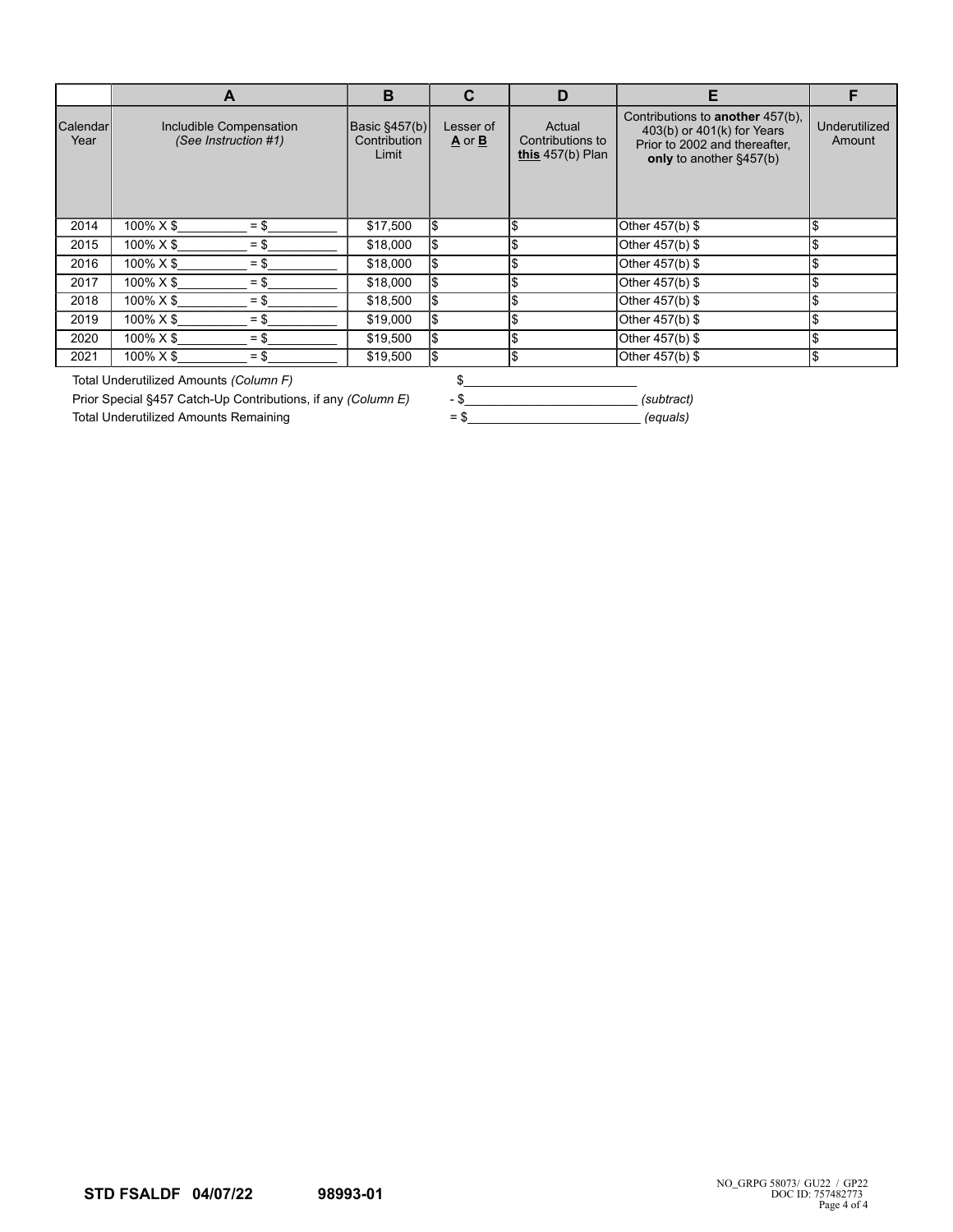| | A | B | C | D | E | F |
|---|---|---|---|---|---|---|
| Calendar Year | Includible Compensation *(See Instruction #1)* | Basic §457(b) Contribution Limit | Lesser of **A** or **B** | Actual Contributions to **this** 457(b) Plan | Contributions to **another** 457(b), 403(b) or 401(k) for Years Prior to 2002 and thereafter, **only** to another §457(b) | Underutilized Amount |
| 2014 | 100% X $\_\_\_\_\_\_\_\_\_\_ = $\_\_\_\_\_\_\_\_\_\_ | $17,500 | $ | $ | Other 457(b) $ | $ |
| 2015 | 100% X $\_\_\_\_\_\_\_\_\_\_ = $\_\_\_\_\_\_\_\_\_\_ | $18,000 | $ | $ | Other 457(b) $ | $ |
| 2016 | 100% X $\_\_\_\_\_\_\_\_\_\_ = $\_\_\_\_\_\_\_\_\_\_ | $18,000 | $ | $ | Other 457(b) $ | $ |
| 2017 | 100% X $\_\_\_\_\_\_\_\_\_\_ = $\_\_\_\_\_\_\_\_\_\_ | $18,000 | $ | $ | Other 457(b) $ | $ |
| 2018 | 100% X $\_\_\_\_\_\_\_\_\_\_ = $\_\_\_\_\_\_\_\_\_\_ | $18,500 | $ | $ | Other 457(b) $ | $ |
| 2019 | 100% X $\_\_\_\_\_\_\_\_\_\_ = $\_\_\_\_\_\_\_\_\_\_ | $19,000 | $ | $ | Other 457(b) $ | $ |
| 2020 | 100% X $\_\_\_\_\_\_\_\_\_\_ = $\_\_\_\_\_\_\_\_\_\_ | $19,500 | $ | $ | Other 457(b) $ | $ |
| 2021 | 100% X $\_\_\_\_\_\_\_\_\_\_ = $\_\_\_\_\_\_\_\_\_\_ | $19,500 | $ | $ | Other 457(b) $ | $ |

Total Underutilized Amounts *(Column F)* $\_\_\_\_\_\_\_\_\_\_\_\_\_\_\_\_\_\_\_\_\_\_\_\_

Prior Special §457 Catch-Up Contributions, if any *(Column E)* - $\_\_\_\_\_\_\_\_\_\_\_\_\_\_\_\_\_\_\_\_\_\_\_\_ *(subtract)*

Total Underutilized Amounts Remaining = $\_\_\_\_\_\_\_\_\_\_\_\_\_\_\_\_\_\_\_\_\_\_\_\_ *(equals)*

**STD FSALDF 04/07/22** **98993-01**

NO_GRPG 58073/ GU22 / GP22
DOC ID: 757482773